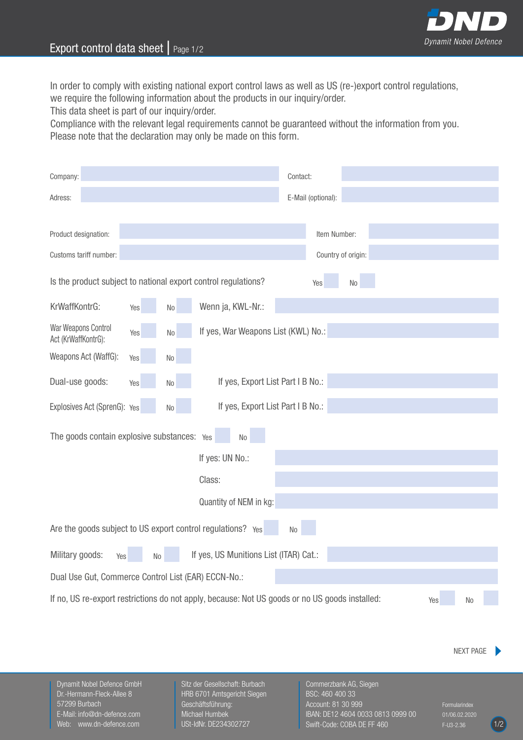# Export control data sheet

In order to comply with existing national export control laws as well as US (re-)export control regulations, we require the following information about the products in our inquiry/order.
This data sheet is part of our inquiry/order.
Compliance with the relevant legal requirements cannot be guaranteed without the information from you.
Please note that the declaration may only be made on this form.

Company:

Contact:

Adress:

E-Mail (optional):

Product designation:

Item Number:

Customs tariff number:

Country of origin:

Is the product subject to national export control regulations? Yes No

KrWaffKontrG: Yes No Wenn ja, KWL-Nr.:

War Weapons Control Act (KrWaffKontrG): Yes No If yes, War Weapons List (KWL) No.:

Weapons Act (WaffG): Yes No

Dual-use goods: Yes No If yes, Export List Part I B No.:

Explosives Act (SprenG): Yes No If yes, Export List Part I B No.:

The goods contain explosive substances: Yes No

If yes: UN No.:

Class:

Quantity of NEM in kg:

Are the goods subject to US export control regulations? Yes No

Military goods: Yes No If yes, US Munitions List (ITAR) Cat.:

Dual Use Gut, Commerce Control List (EAR) ECCN-No.:

If no, US re-export restrictions do not apply, because: Not US goods or no US goods installed: Yes No

NEXT PAGE

Dynamit Nobel Defence GmbH
Dr.-Hermann-Fleck-Allee 8
57299 Burbach
E-Mail: info@dn-defence.com
Web: www.dn-defence.com

Sitz der Gesellschaft: Burbach
HRB 6701 Amtsgericht Siegen
Geschäftsführung:
Michael Humbek
USt-IdNr. DE234302727

Commerzbank AG, Siegen
BSC: 460 400 33
Account: 81 30 999
IBAN: DE12 4604 0033 0813 0999 00
Swift-Code: COBA DE FF 460

Formularindex
01/06.02.2020
F-U3-2.36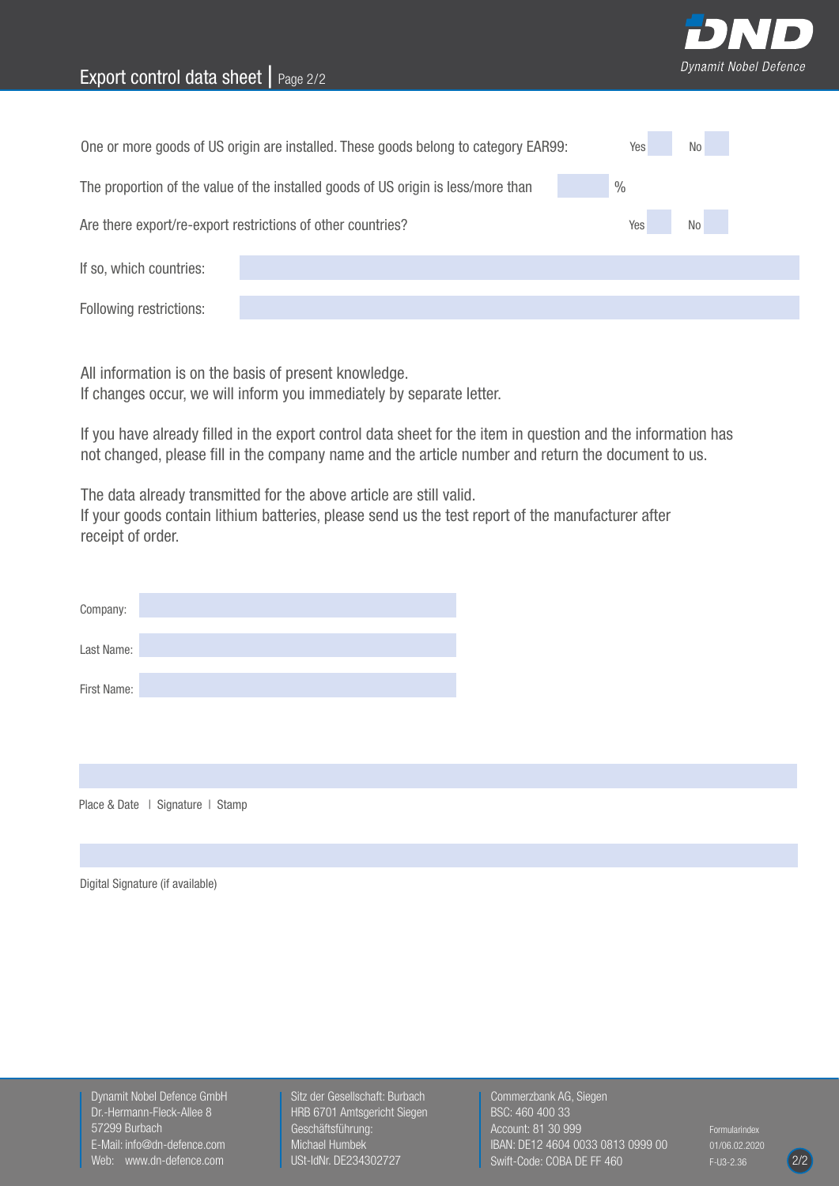One or more goods of US origin are installed. These goods belong to category EAR99: Yes No

The proportion of the value of the installed goods of US origin is less/more than %

Are there export/re-export restrictions of other countries? Yes No

If so, which countries:

Following restrictions:

All information is on the basis of present knowledge.
If changes occur, we will inform you immediately by separate letter.

If you have already filled in the export control data sheet for the item in question and the information has not changed, please fill in the company name and the article number and return the document to us.

The data already transmitted for the above article are still valid.
If your goods contain lithium batteries, please send us the test report of the manufacturer after receipt of order.

Company:

Last Name:

First Name:

Place & Date | Signature | Stamp

Digital Signature (if available)

Dynamit Nobel Defence GmbH
Dr.-Hermann-Fleck-Allee 8
57299 Burbach
E-Mail: info@dn-defence.com
Web: www.dn-defence.com

Sitz der Gesellschaft: Burbach
HRB 6701 Amtsgericht Siegen
Geschäftsführung:
Michael Humbek
USt-IdNr. DE234302727

Commerzbank AG, Siegen
BSC: 460 400 33
Account: 81 30 999
IBAN: DE12 4604 0033 0813 0999 00
Swift-Code: COBA DE FF 460

Formularindex
01/06.02.2020
F-U3-2.36